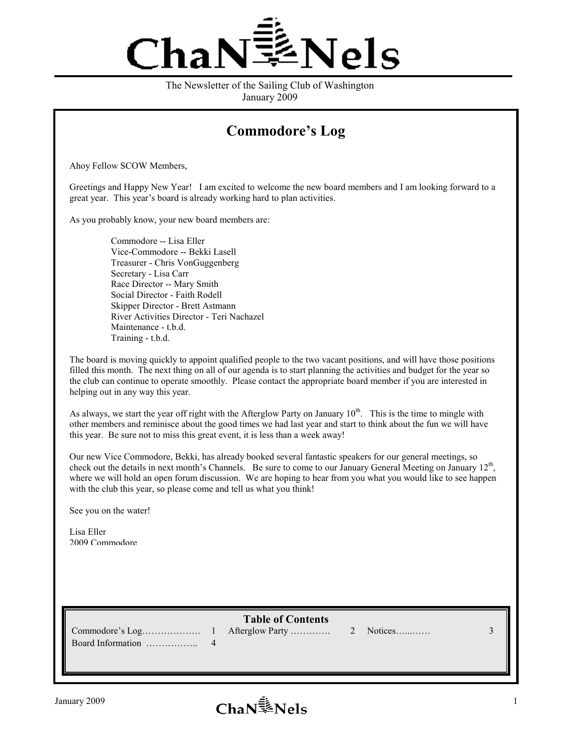# ChaNNels

The Newsletter of the Sailing Club of Washington
January 2009

## Commodore's Log

Ahoy Fellow SCOW Members,

Greetings and Happy New Year! I am excited to welcome the new board members and I am looking forward to a great year. This year's board is already working hard to plan activities.

As you probably know, your new board members are:

- Commodore -- Lisa Eller
- Vice-Commodore -- Bekki Lasell
- Treasurer - Chris VonGuggenberg
- Secretary - Lisa Carr
- Race Director -- Mary Smith
- Social Director - Faith Rodell
- Skipper Director - Brett Astmann
- River Activities Director - Teri Nachazel
- Maintenance - t.b.d.
- Training - t.b.d.

The board is moving quickly to appoint qualified people to the two vacant positions, and will have those positions filled this month. The next thing on all of our agenda is to start planning the activities and budget for the year so the club can continue to operate smoothly. Please contact the appropriate board member if you are interested in helping out in any way this year.

As always, we start the year off right with the Afterglow Party on January 10th. This is the time to mingle with other members and reminisce about the good times we had last year and start to think about the fun we will have this year. Be sure not to miss this great event, it is less than a week away!

Our new Vice Commodore, Bekki, has already booked several fantastic speakers for our general meetings, so check out the details in next month's Channels. Be sure to come to our January General Meeting on January 12th, where we will hold an open forum discussion. We are hoping to hear from you what you would like to see happen with the club this year, so please come and tell us what you think!

See you on the water!

Lisa Eller
2009 Commodore

### Table of Contents

| | | | | | |
|---|---|---|---|---|---|
| Commodore's Log………………. | 1 | Afterglow Party …………. | 2 | Notices…...…… | 3 |
| Board Information …………….. | 4 | | | | |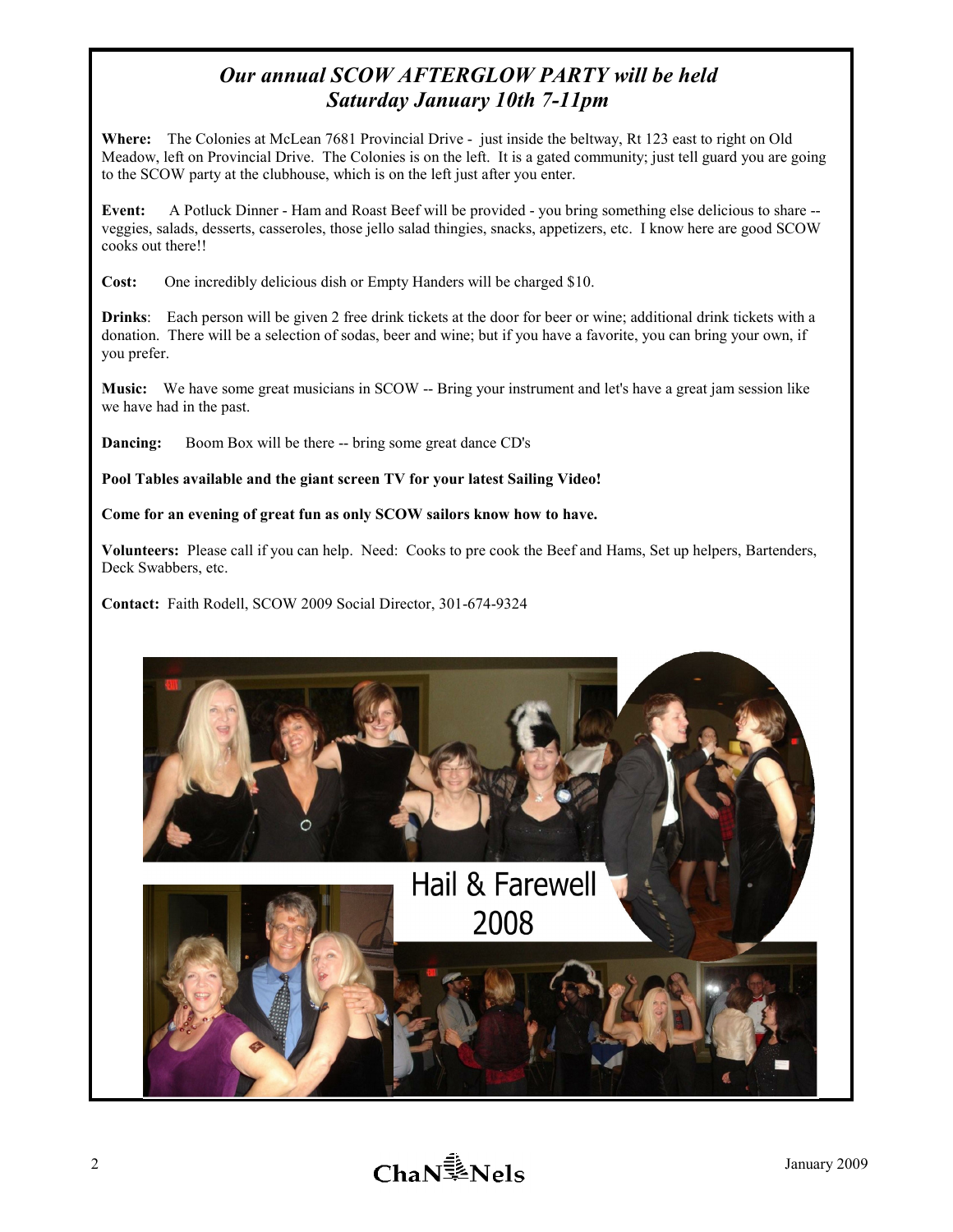## *Our annual SCOW AFTERGLOW PARTY will be held Saturday January 10th 7-11pm*

**Where:** The Colonies at McLean 7681 Provincial Drive - just inside the beltway, Rt 123 east to right on Old Meadow, left on Provincial Drive. The Colonies is on the left. It is a gated community; just tell guard you are going to the SCOW party at the clubhouse, which is on the left just after you enter.

**Event:** A Potluck Dinner - Ham and Roast Beef will be provided - you bring something else delicious to share -- veggies, salads, desserts, casseroles, those jello salad thingies, snacks, appetizers, etc. I know here are good SCOW cooks out there!!

**Cost:** One incredibly delicious dish or Empty Handers will be charged $10.

**Drinks**: Each person will be given 2 free drink tickets at the door for beer or wine; additional drink tickets with a donation. There will be a selection of sodas, beer and wine; but if you have a favorite, you can bring your own, if you prefer.

**Music:** We have some great musicians in SCOW -- Bring your instrument and let's have a great jam session like we have had in the past.

**Dancing:** Boom Box will be there -- bring some great dance CD's

**Pool Tables available and the giant screen TV for your latest Sailing Video!**

**Come for an evening of great fun as only SCOW sailors know how to have.**

**Volunteers:** Please call if you can help. Need: Cooks to pre cook the Beef and Hams, Set up helpers, Bartenders, Deck Swabbers, etc.

**Contact:** Faith Rodell, SCOW 2009 Social Director, 301-674-9324

Hail & Farewell 2008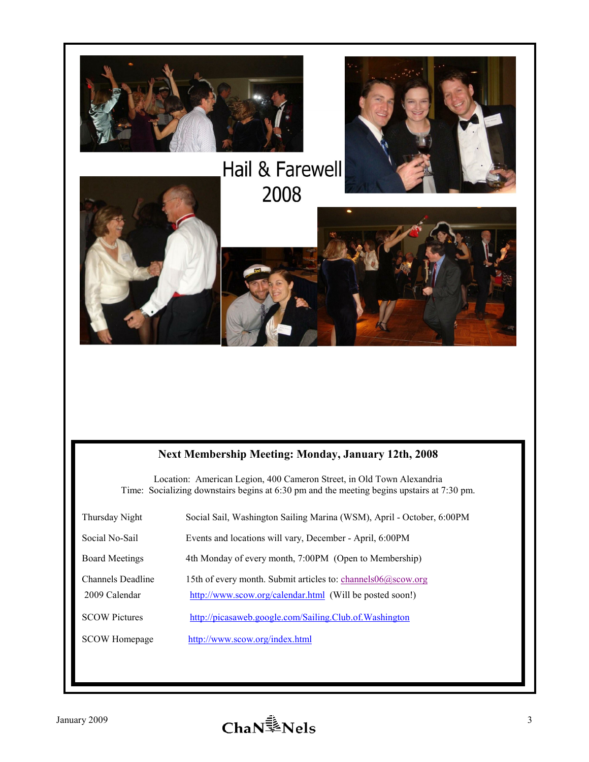# Hail & Farewell 2008

**Next Membership Meeting: Monday, January 12th, 2008**

Location: American Legion, 400 Cameron Street, in Old Town Alexandria
Time: Socializing downstairs begins at 6:30 pm and the meeting begins upstairs at 7:30 pm.

| | |
|---|---|
| Thursday Night | Social Sail, Washington Sailing Marina (WSM), April - October, 6:00PM |
| Social No-Sail | Events and locations will vary, December - April, 6:00PM |
| Board Meetings | 4th Monday of every month, 7:00PM (Open to Membership) |
| Channels Deadline | 15th of every month. Submit articles to: channels06@scow.org |
| 2009 Calendar | http://www.scow.org/calendar.html (Will be posted soon!) |
| SCOW Pictures | http://picasaweb.google.com/Sailing.Club.of.Washington |
| SCOW Homepage | http://www.scow.org/index.html |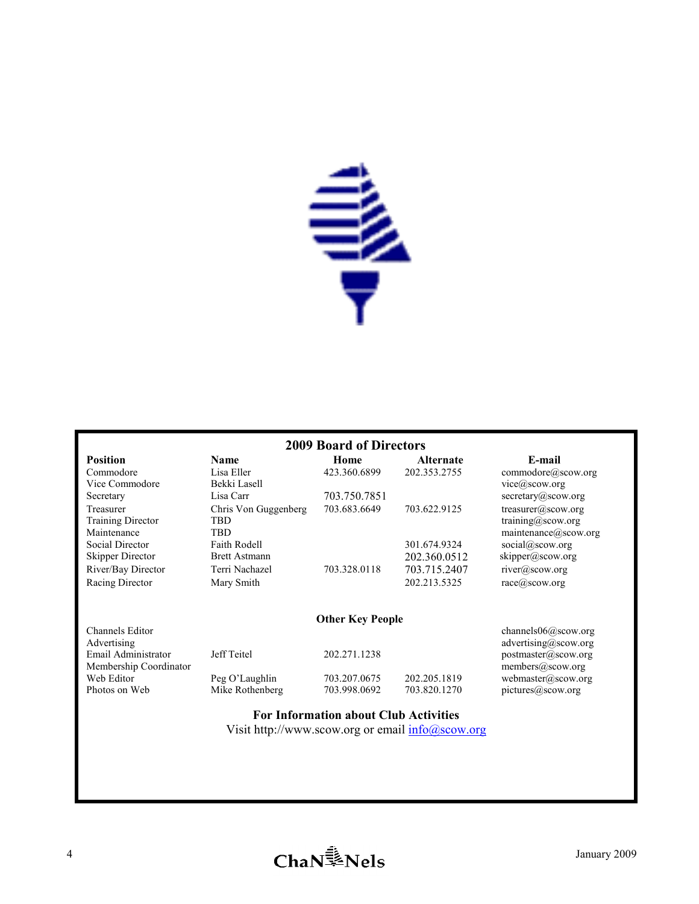## 2009 Board of Directors

| Position | Name | Home | Alternate | E-mail |
|---|---|---|---|---|
| Commodore | Lisa Eller | 423.360.6899 | 202.353.2755 | commodore@scow.org |
| Vice Commodore | Bekki Lasell | | | vice@scow.org |
| Secretary | Lisa Carr | 703.750.7851 | | secretary@scow.org |
| Treasurer | Chris Von Guggenberg | 703.683.6649 | 703.622.9125 | treasurer@scow.org |
| Training Director | TBD | | | training@scow.org |
| Maintenance | TBD | | | maintenance@scow.org |
| Social Director | Faith Rodell | | 301.674.9324 | social@scow.org |
| Skipper Director | Brett Astmann | | 202.360.0512 | skipper@scow.org |
| River/Bay Director | Terri Nachazel | 703.328.0118 | 703.715.2407 | river@scow.org |
| Racing Director | Mary Smith | | 202.213.5325 | race@scow.org |

### Other Key People

| | | | | |
|---|---|---|---|---|
| Channels Editor | | | | channels06@scow.org |
| Advertising | | | | advertising@scow.org |
| Email Administrator | Jeff Teitel | 202.271.1238 | | postmaster@scow.org |
| Membership Coordinator | | | | members@scow.org |
| Web Editor | Peg O'Laughlin | 703.207.0675 | 202.205.1819 | webmaster@scow.org |
| Photos on Web | Mike Rothenberg | 703.998.0692 | 703.820.1270 | pictures@scow.org |

**For Information about Club Activities**

Visit http://www.scow.org or email info@scow.org